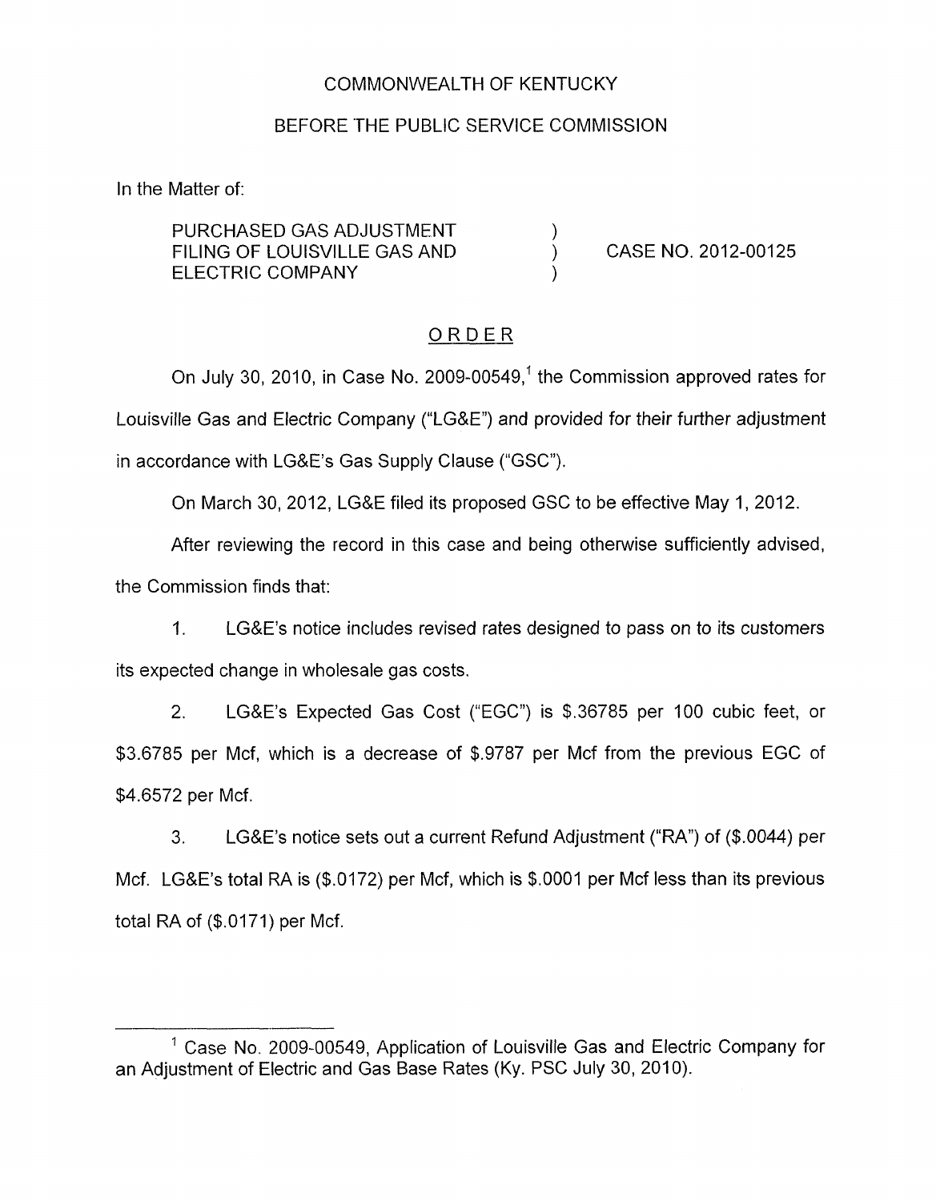COMMONWEALTH OF KENTUCKY

BEFORE THE PUBLIC SERVICE COMMISSION

In the Matter of:

| | | |
|---|---|---|
| PURCHASED GAS ADJUSTMENT FILING OF LOUISVILLE GAS AND ELECTRIC COMPANY | ) ) ) | CASE NO. 2012-00125 |

## ORDER

On July 30, 2010, in Case No. 2009-00549,[1] the Commission approved rates for Louisville Gas and Electric Company ("LG&E") and provided for their further adjustment in accordance with LG&E's Gas Supply Clause ("GSC").

On March 30, 2012, LG&E filed its proposed GSC to be effective May 1, 2012.

After reviewing the record in this case and being otherwise sufficiently advised, the Commission finds that:

1. LG&E's notice includes revised rates designed to pass on to its customers its expected change in wholesale gas costs.

2. LG&E's Expected Gas Cost ("EGC") is $.36785 per 100 cubic feet, or $3.6785 per Mcf, which is a decrease of $.9787 per Mcf from the previous EGC of $4.6572 per Mcf.

3. LG&E's notice sets out a current Refund Adjustment ("RA") of ($.0044) per Mcf. LG&E's total RA is ($.0172) per Mcf, which is $.0001 per Mcf less than its previous total RA of ($.0171) per Mcf.

---

[1] Case No. 2009-00549, Application of Louisville Gas and Electric Company for an Adjustment of Electric and Gas Base Rates (Ky. PSC July 30, 2010).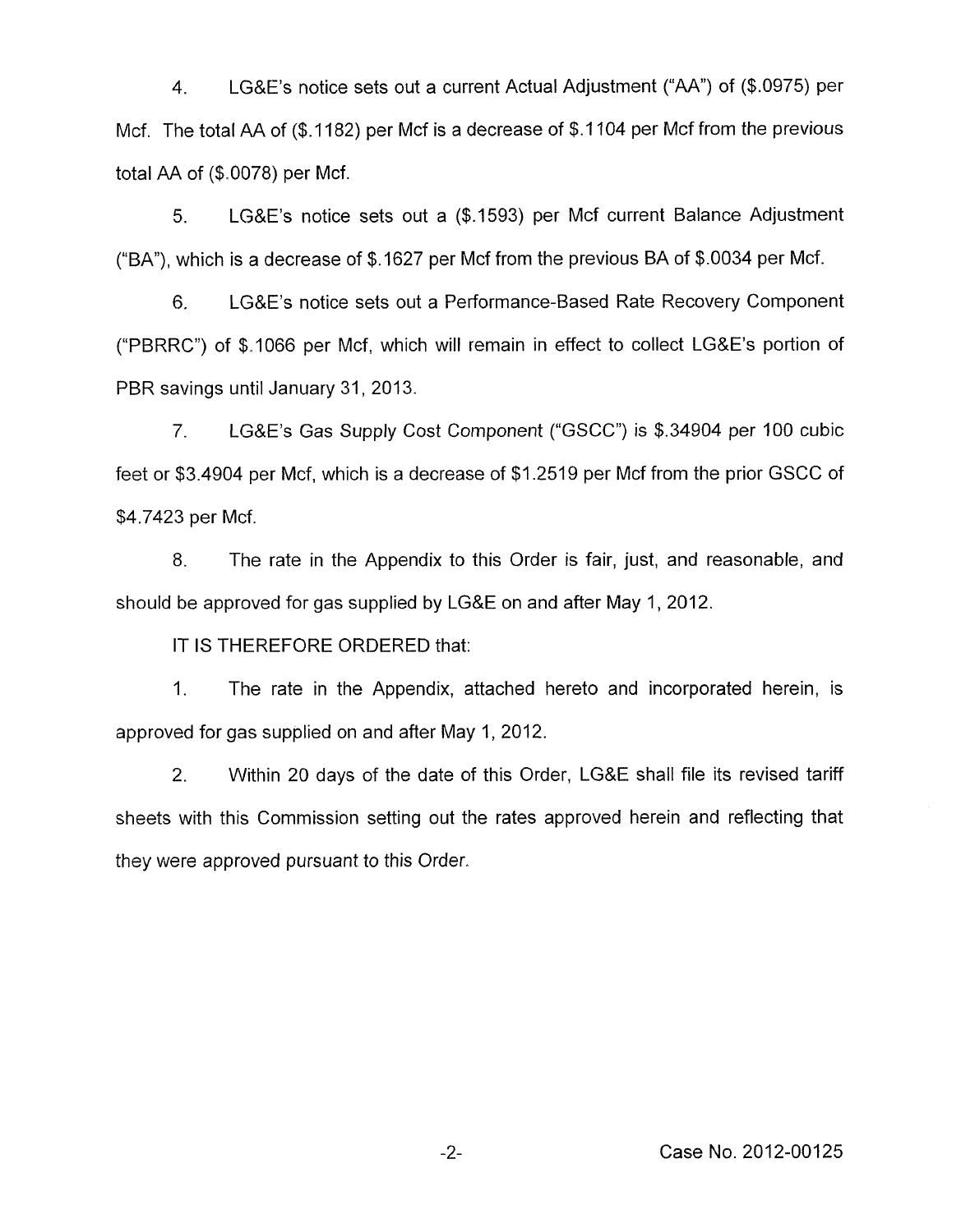4. LG&E's notice sets out a current Actual Adjustment ("AA") of ($.0975) per Mcf. The total AA of ($.1182) per Mcf is a decrease of $.1104 per Mcf from the previous total AA of ($.0078) per Mcf.

5. LG&E's notice sets out a ($.1593) per Mcf current Balance Adjustment ("BA"), which is a decrease of $.1627 per Mcf from the previous BA of $.0034 per Mcf.

6. LG&E's notice sets out a Performance-Based Rate Recovery Component ("PBRRC") of $.1066 per Mcf, which will remain in effect to collect LG&E's portion of PBR savings until January 31, 2013.

7. LG&E's Gas Supply Cost Component ("GSCC") is $.34904 per 100 cubic feet or $3.4904 per Mcf, which is a decrease of $1.2519 per Mcf from the prior GSCC of $4.7423 per Mcf.

8. The rate in the Appendix to this Order is fair, just, and reasonable, and should be approved for gas supplied by LG&E on and after May 1, 2012.

IT IS THEREFORE ORDERED that:

1. The rate in the Appendix, attached hereto and incorporated herein, is approved for gas supplied on and after May 1, 2012.

2. Within 20 days of the date of this Order, LG&E shall file its revised tariff sheets with this Commission setting out the rates approved herein and reflecting that they were approved pursuant to this Order.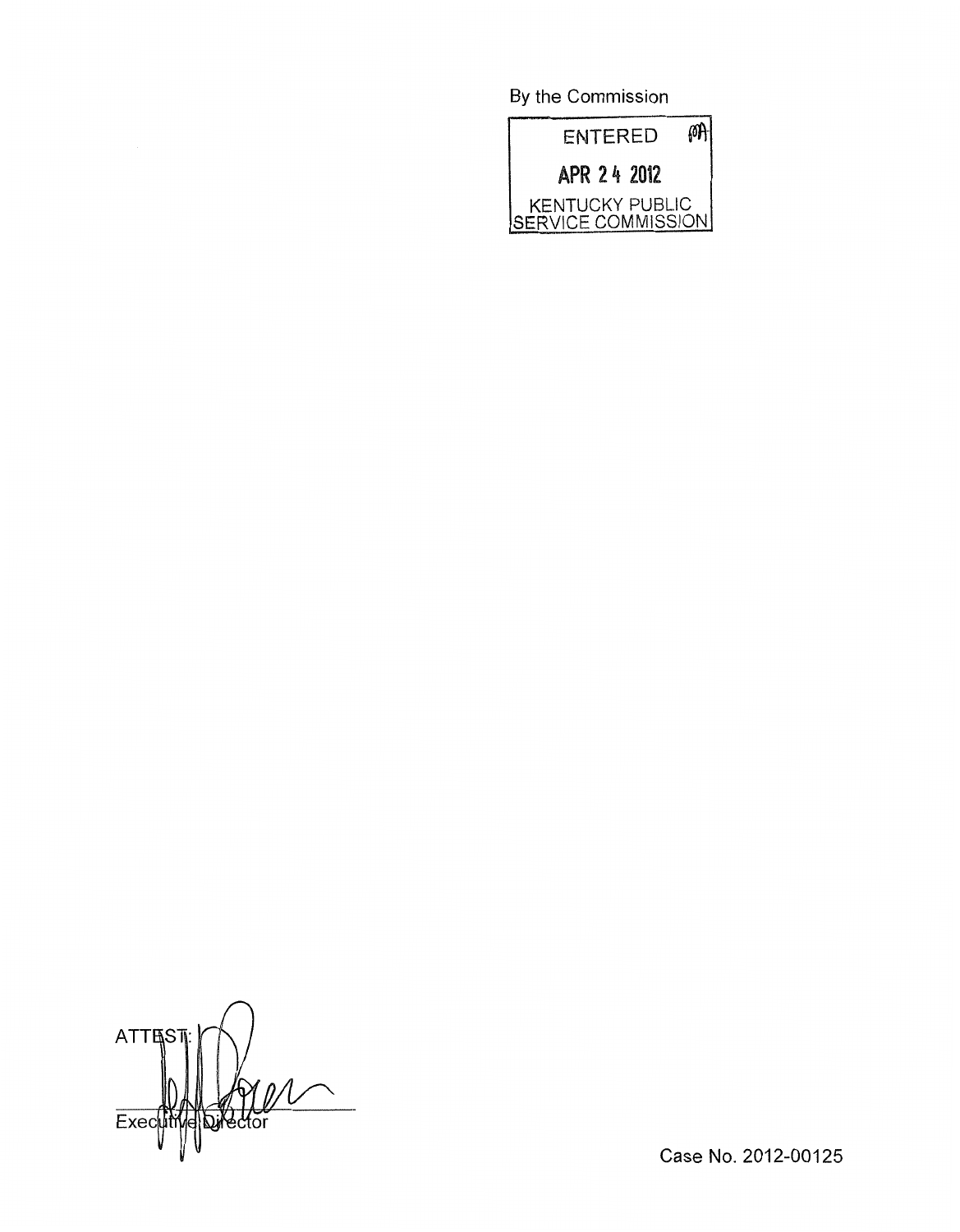By the Commission

ENTERED

APR 24 2012

KENTUCKY PUBLIC SERVICE COMMISSION

ATTEST:

Executive Director

Case No. 2012-00125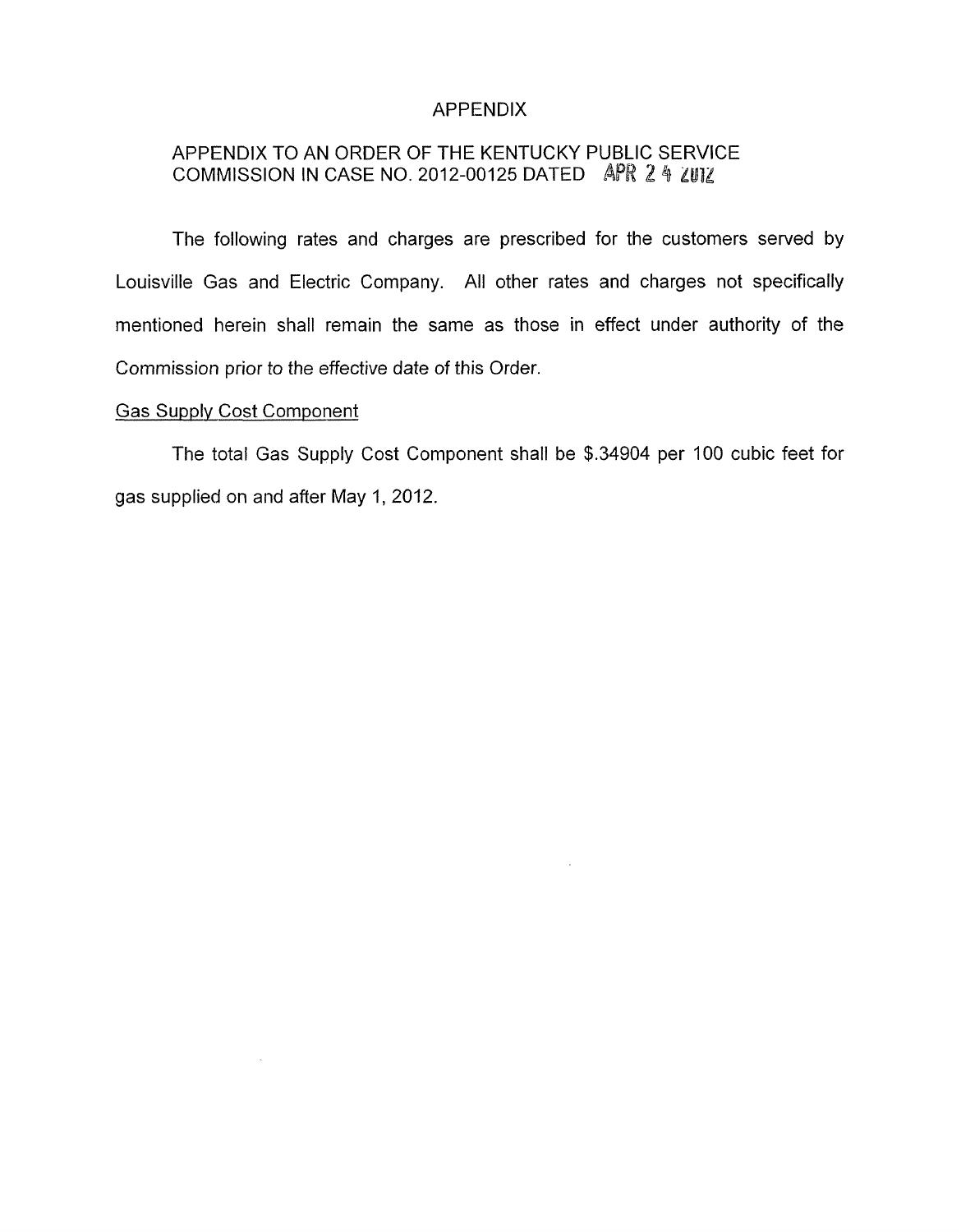# APPENDIX

## APPENDIX TO AN ORDER OF THE KENTUCKY PUBLIC SERVICE COMMISSION IN CASE NO. 2012-00125 DATED APR 24 2012

The following rates and charges are prescribed for the customers served by Louisville Gas and Electric Company. All other rates and charges not specifically mentioned herein shall remain the same as those in effect under authority of the Commission prior to the effective date of this Order.

Gas Supply Cost Component

The total Gas Supply Cost Component shall be $.34904 per 100 cubic feet for gas supplied on and after May 1, 2012.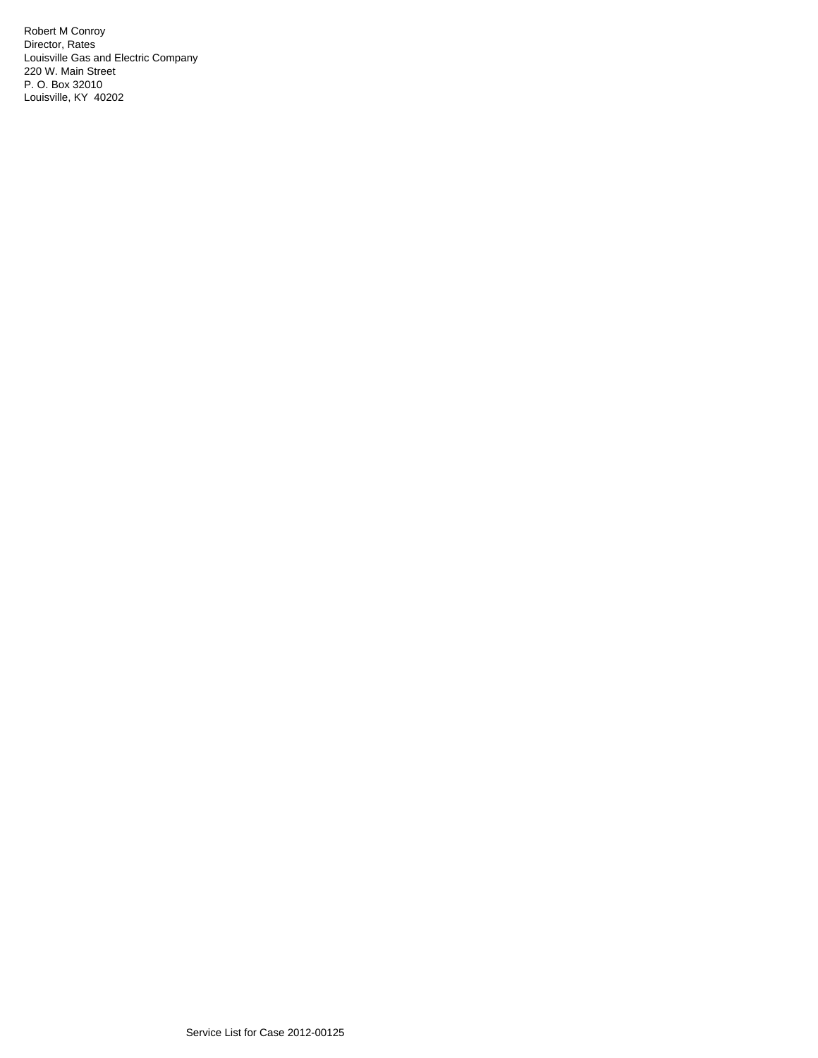Robert M Conroy
Director, Rates
Louisville Gas and Electric Company
220 W. Main Street
P. O. Box 32010
Louisville, KY  40202